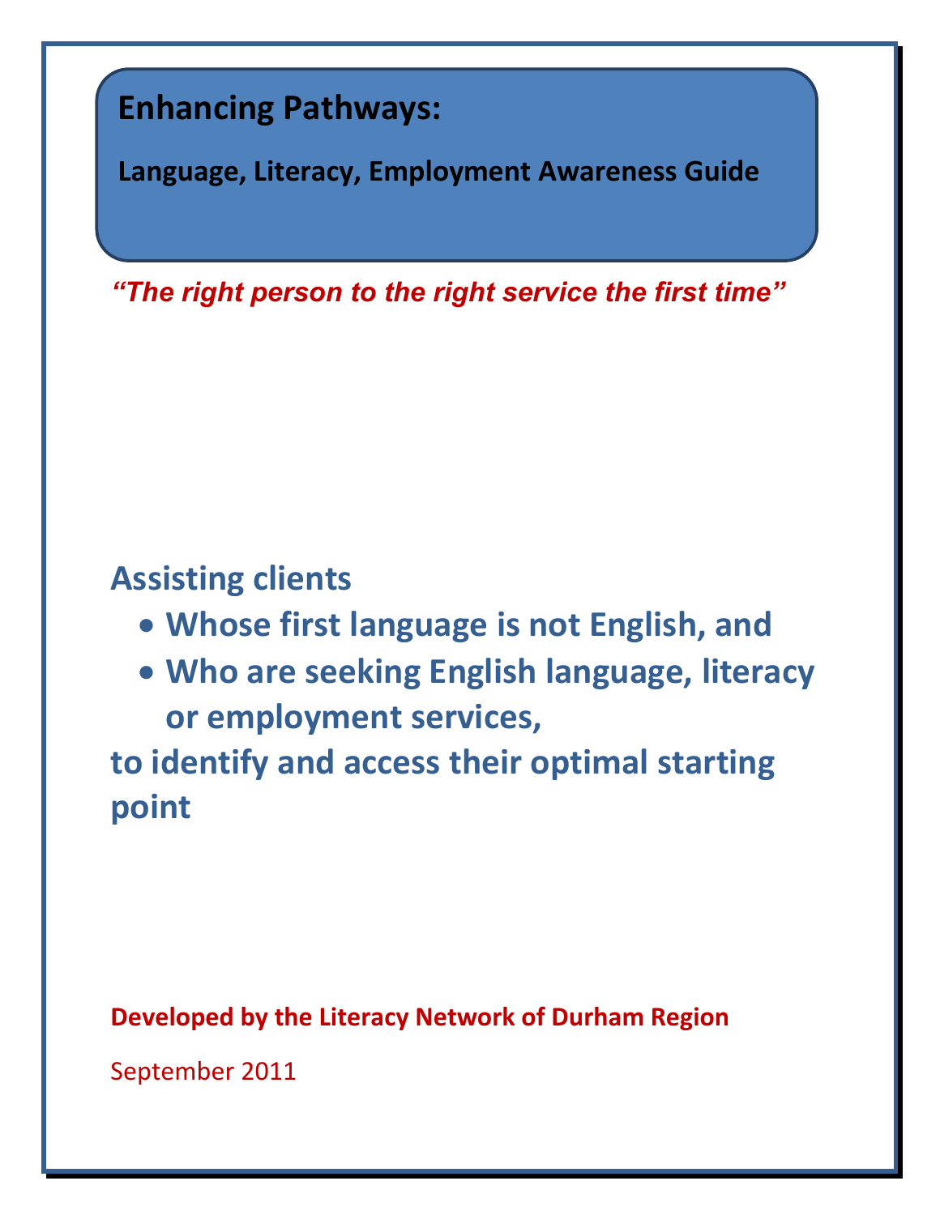# Enhancing Pathways:

## Language, Literacy, Employment Awareness Guide

*"The right person to the right service the first time"*

**Assisting clients**

- **Whose first language is not English, and**
- **Who are seeking English language, literacy or employment services,**

**to identify and access their optimal starting point**

**Developed by the Literacy Network of Durham Region**

September 2011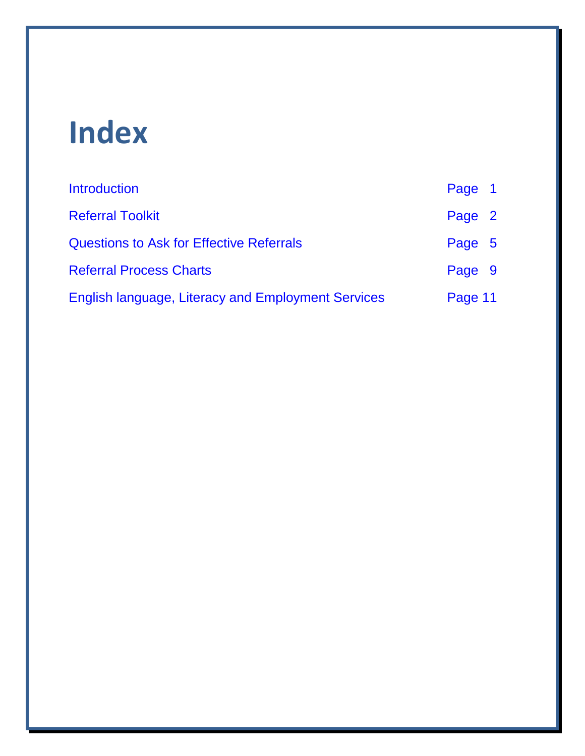# Index

| | |
|---|---|
| Introduction | Page 1 |
| Referral Toolkit | Page 2 |
| Questions to Ask for Effective Referrals | Page 5 |
| Referral Process Charts | Page 9 |
| English language, Literacy and Employment Services | Page 11 |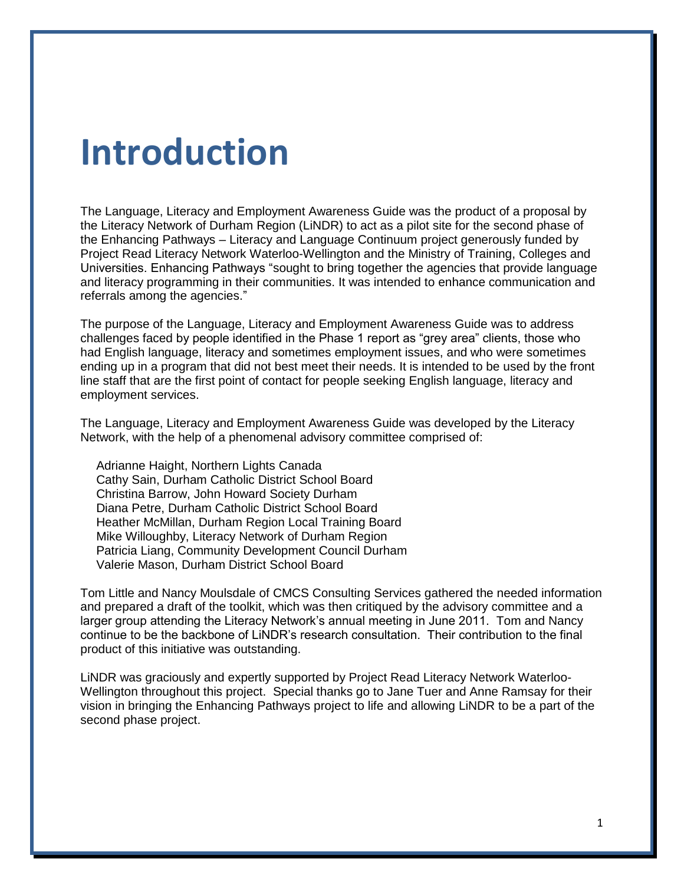# Introduction

The Language, Literacy and Employment Awareness Guide was the product of a proposal by the Literacy Network of Durham Region (LiNDR) to act as a pilot site for the second phase of the Enhancing Pathways – Literacy and Language Continuum project generously funded by Project Read Literacy Network Waterloo-Wellington and the Ministry of Training, Colleges and Universities. Enhancing Pathways "sought to bring together the agencies that provide language and literacy programming in their communities. It was intended to enhance communication and referrals among the agencies."

The purpose of the Language, Literacy and Employment Awareness Guide was to address challenges faced by people identified in the Phase 1 report as "grey area" clients, those who had English language, literacy and sometimes employment issues, and who were sometimes ending up in a program that did not best meet their needs. It is intended to be used by the front line staff that are the first point of contact for people seeking English language, literacy and employment services.

The Language, Literacy and Employment Awareness Guide was developed by the Literacy Network, with the help of a phenomenal advisory committee comprised of:

Adrianne Haight, Northern Lights Canada
Cathy Sain, Durham Catholic District School Board
Christina Barrow, John Howard Society Durham
Diana Petre, Durham Catholic District School Board
Heather McMillan, Durham Region Local Training Board
Mike Willoughby, Literacy Network of Durham Region
Patricia Liang, Community Development Council Durham
Valerie Mason, Durham District School Board

Tom Little and Nancy Moulsdale of CMCS Consulting Services gathered the needed information and prepared a draft of the toolkit, which was then critiqued by the advisory committee and a larger group attending the Literacy Network's annual meeting in June 2011. Tom and Nancy continue to be the backbone of LiNDR's research consultation. Their contribution to the final product of this initiative was outstanding.

LiNDR was graciously and expertly supported by Project Read Literacy Network Waterloo-Wellington throughout this project. Special thanks go to Jane Tuer and Anne Ramsay for their vision in bringing the Enhancing Pathways project to life and allowing LiNDR to be a part of the second phase project.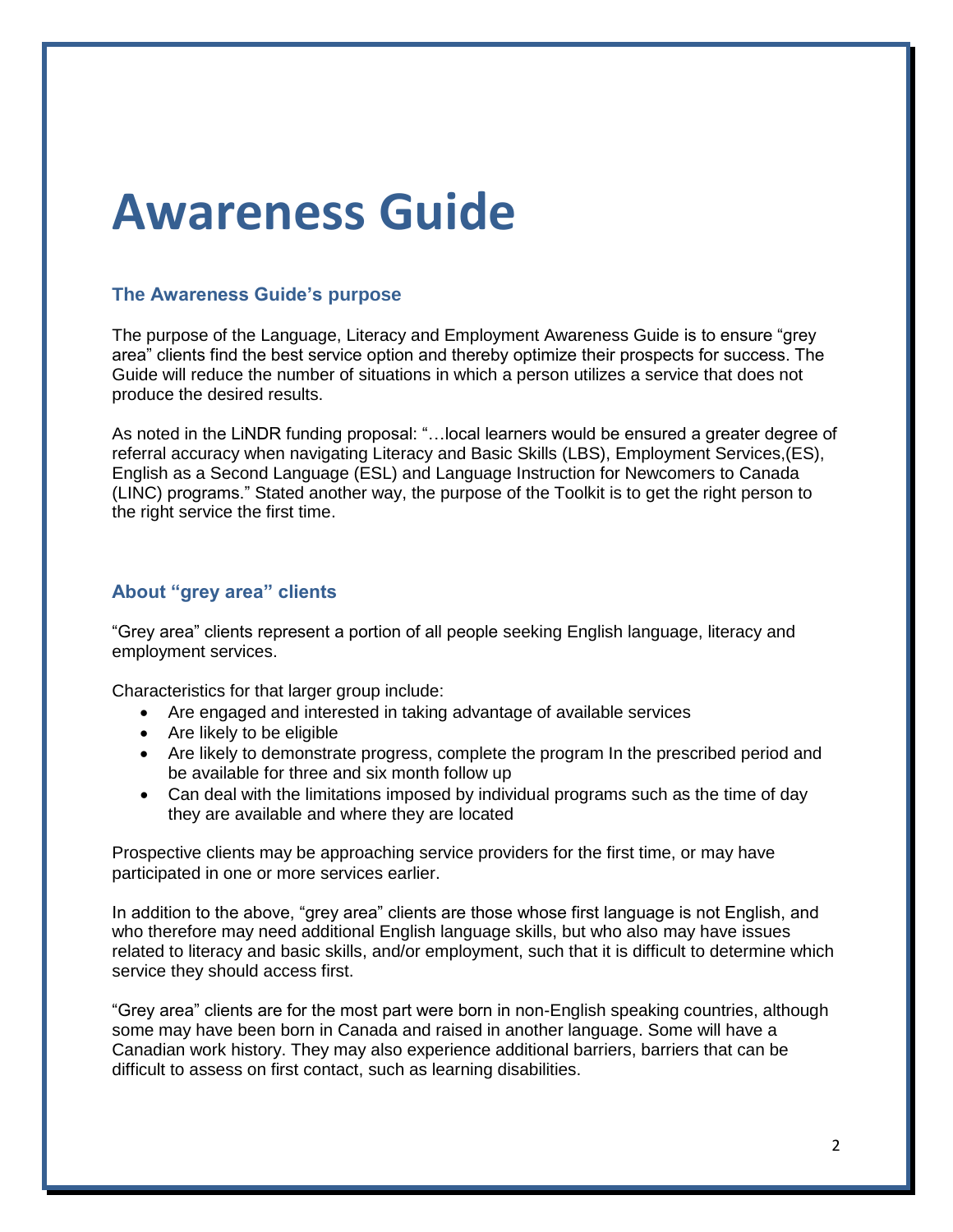# Awareness Guide

### The Awareness Guide's purpose

The purpose of the Language, Literacy and Employment Awareness Guide is to ensure "grey area" clients find the best service option and thereby optimize their prospects for success. The Guide will reduce the number of situations in which a person utilizes a service that does not produce the desired results.

As noted in the LiNDR funding proposal: "…local learners would be ensured a greater degree of referral accuracy when navigating Literacy and Basic Skills (LBS), Employment Services,(ES), English as a Second Language (ESL) and Language Instruction for Newcomers to Canada (LINC) programs." Stated another way, the purpose of the Toolkit is to get the right person to the right service the first time.

### About "grey area" clients

"Grey area" clients represent a portion of all people seeking English language, literacy and employment services.

Characteristics for that larger group include:

- Are engaged and interested in taking advantage of available services
- Are likely to be eligible
- Are likely to demonstrate progress, complete the program In the prescribed period and be available for three and six month follow up
- Can deal with the limitations imposed by individual programs such as the time of day they are available and where they are located

Prospective clients may be approaching service providers for the first time, or may have participated in one or more services earlier.

In addition to the above, "grey area" clients are those whose first language is not English, and who therefore may need additional English language skills, but who also may have issues related to literacy and basic skills, and/or employment, such that it is difficult to determine which service they should access first.

"Grey area" clients are for the most part were born in non-English speaking countries, although some may have been born in Canada and raised in another language. Some will have a Canadian work history. They may also experience additional barriers, barriers that can be difficult to assess on first contact, such as learning disabilities.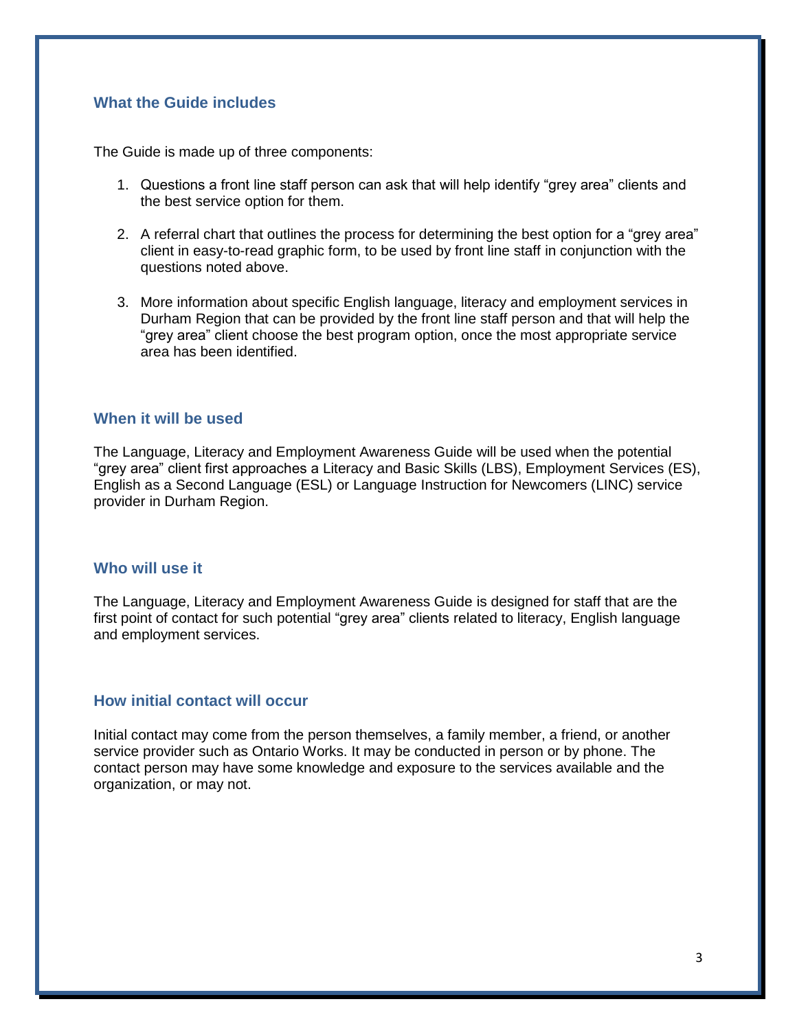## What the Guide includes

The Guide is made up of three components:

1. Questions a front line staff person can ask that will help identify "grey area" clients and the best service option for them.

2. A referral chart that outlines the process for determining the best option for a "grey area" client in easy-to-read graphic form, to be used by front line staff in conjunction with the questions noted above.

3. More information about specific English language, literacy and employment services in Durham Region that can be provided by the front line staff person and that will help the "grey area" client choose the best program option, once the most appropriate service area has been identified.

## When it will be used

The Language, Literacy and Employment Awareness Guide will be used when the potential "grey area" client first approaches a Literacy and Basic Skills (LBS), Employment Services (ES), English as a Second Language (ESL) or Language Instruction for Newcomers (LINC) service provider in Durham Region.

## Who will use it

The Language, Literacy and Employment Awareness Guide is designed for staff that are the first point of contact for such potential "grey area" clients related to literacy, English language and employment services.

## How initial contact will occur

Initial contact may come from the person themselves, a family member, a friend, or another service provider such as Ontario Works. It may be conducted in person or by phone. The contact person may have some knowledge and exposure to the services available and the organization, or may not.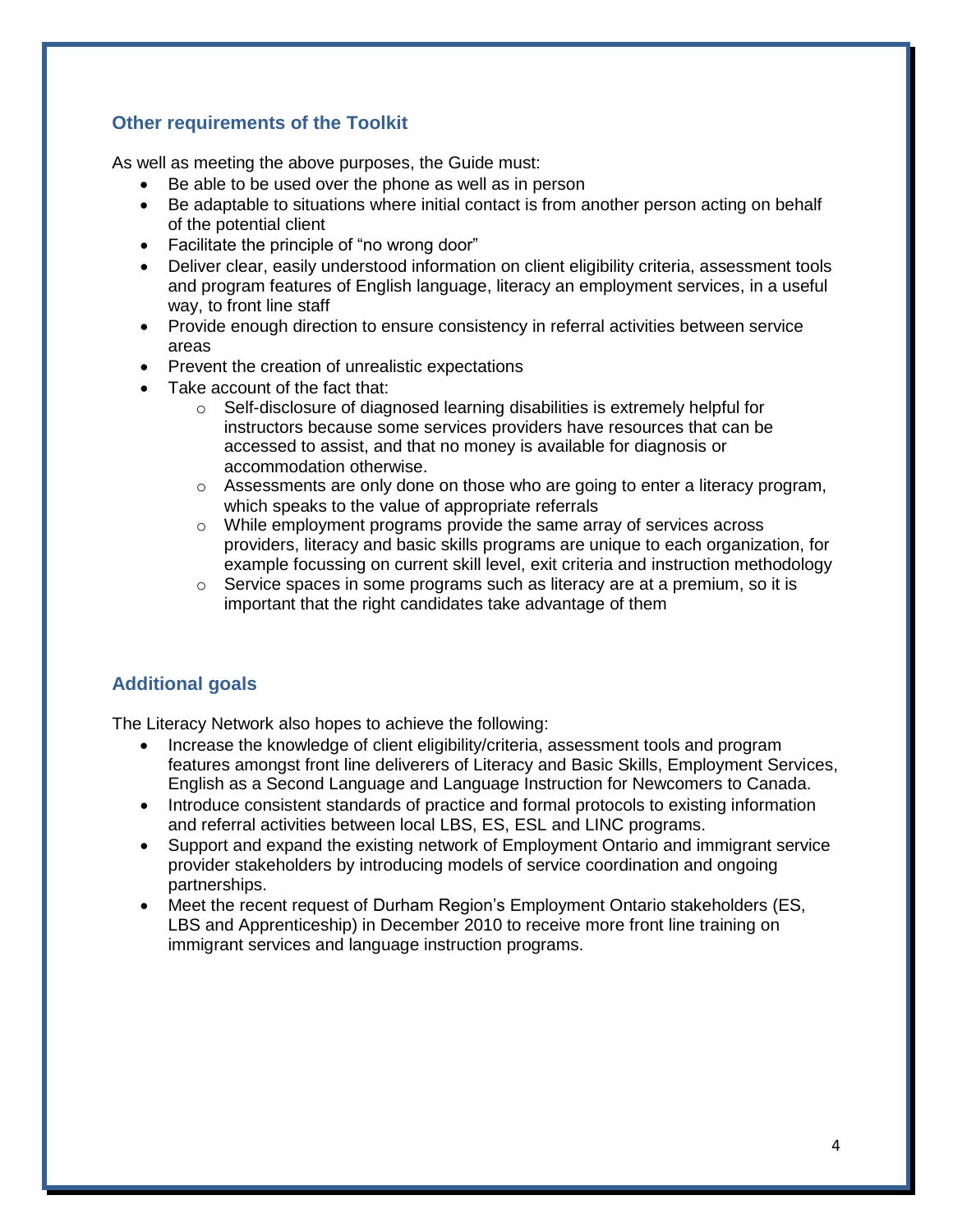## Other requirements of the Toolkit

As well as meeting the above purposes, the Guide must:

- Be able to be used over the phone as well as in person
- Be adaptable to situations where initial contact is from another person acting on behalf of the potential client
- Facilitate the principle of "no wrong door"
- Deliver clear, easily understood information on client eligibility criteria, assessment tools and program features of English language, literacy an employment services, in a useful way, to front line staff
- Provide enough direction to ensure consistency in referral activities between service areas
- Prevent the creation of unrealistic expectations
- Take account of the fact that:
  - Self-disclosure of diagnosed learning disabilities is extremely helpful for instructors because some services providers have resources that can be accessed to assist, and that no money is available for diagnosis or accommodation otherwise.
  - Assessments are only done on those who are going to enter a literacy program, which speaks to the value of appropriate referrals
  - While employment programs provide the same array of services across providers, literacy and basic skills programs are unique to each organization, for example focussing on current skill level, exit criteria and instruction methodology
  - Service spaces in some programs such as literacy are at a premium, so it is important that the right candidates take advantage of them

## Additional goals

The Literacy Network also hopes to achieve the following:

- Increase the knowledge of client eligibility/criteria, assessment tools and program features amongst front line deliverers of Literacy and Basic Skills, Employment Services, English as a Second Language and Language Instruction for Newcomers to Canada.
- Introduce consistent standards of practice and formal protocols to existing information and referral activities between local LBS, ES, ESL and LINC programs.
- Support and expand the existing network of Employment Ontario and immigrant service provider stakeholders by introducing models of service coordination and ongoing partnerships.
- Meet the recent request of Durham Region's Employment Ontario stakeholders (ES, LBS and Apprenticeship) in December 2010 to receive more front line training on immigrant services and language instruction programs.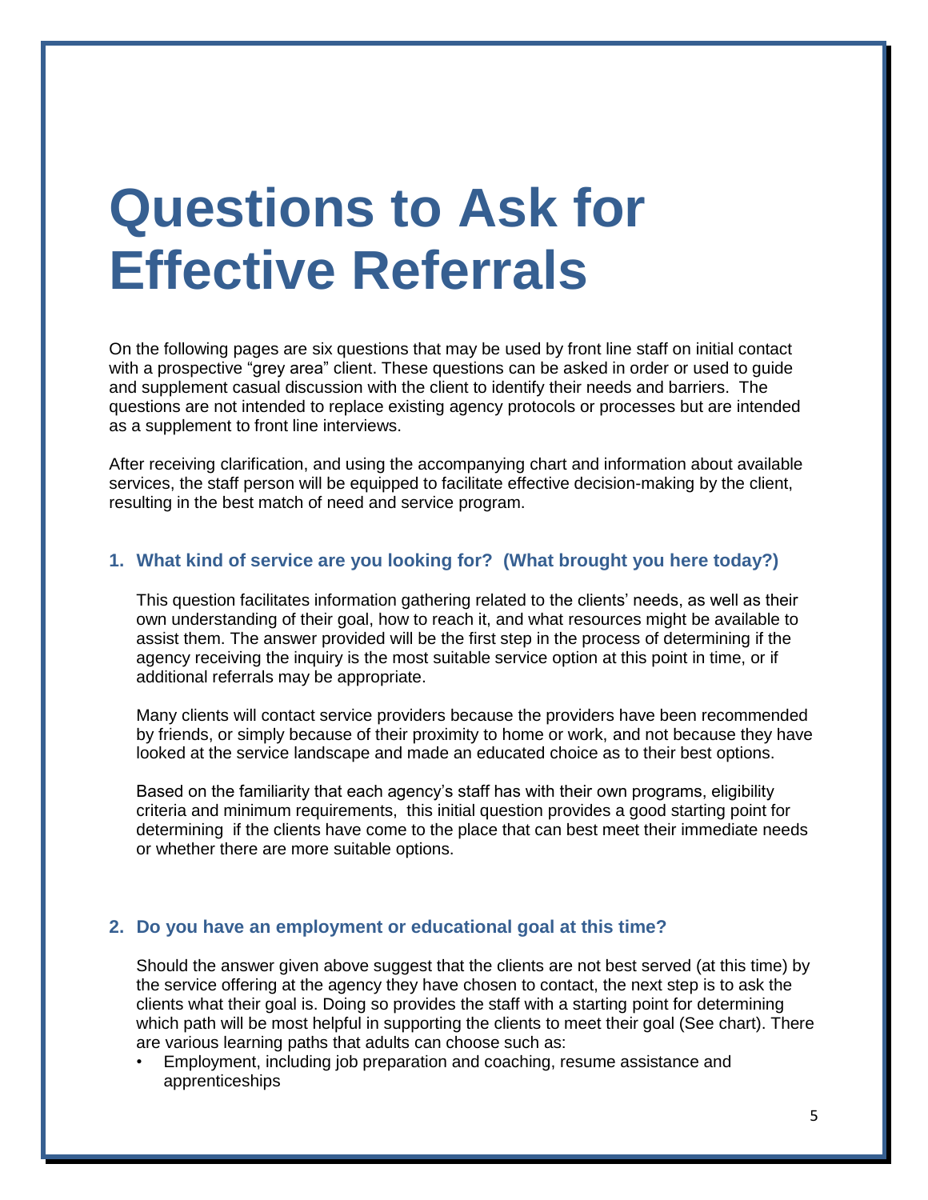# Questions to Ask for Effective Referrals

On the following pages are six questions that may be used by front line staff on initial contact with a prospective "grey area" client. These questions can be asked in order or used to guide and supplement casual discussion with the client to identify their needs and barriers. The questions are not intended to replace existing agency protocols or processes but are intended as a supplement to front line interviews.

After receiving clarification, and using the accompanying chart and information about available services, the staff person will be equipped to facilitate effective decision-making by the client, resulting in the best match of need and service program.

### 1. What kind of service are you looking for? (What brought you here today?)

This question facilitates information gathering related to the clients' needs, as well as their own understanding of their goal, how to reach it, and what resources might be available to assist them. The answer provided will be the first step in the process of determining if the agency receiving the inquiry is the most suitable service option at this point in time, or if additional referrals may be appropriate.

Many clients will contact service providers because the providers have been recommended by friends, or simply because of their proximity to home or work, and not because they have looked at the service landscape and made an educated choice as to their best options.

Based on the familiarity that each agency's staff has with their own programs, eligibility criteria and minimum requirements, this initial question provides a good starting point for determining if the clients have come to the place that can best meet their immediate needs or whether there are more suitable options.

### 2. Do you have an employment or educational goal at this time?

Should the answer given above suggest that the clients are not best served (at this time) by the service offering at the agency they have chosen to contact, the next step is to ask the clients what their goal is. Doing so provides the staff with a starting point for determining which path will be most helpful in supporting the clients to meet their goal (See chart). There are various learning paths that adults can choose such as:

- Employment, including job preparation and coaching, resume assistance and apprenticeships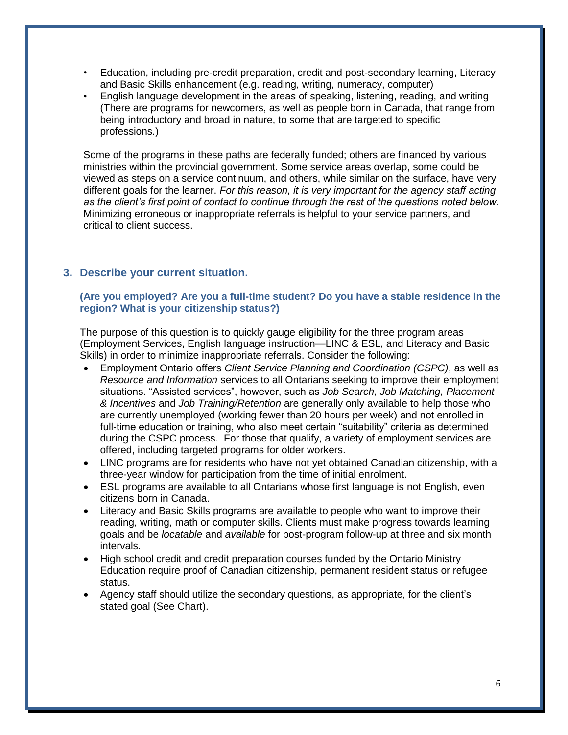- Education, including pre-credit preparation, credit and post-secondary learning, Literacy and Basic Skills enhancement (e.g. reading, writing, numeracy, computer)
- English language development in the areas of speaking, listening, reading, and writing (There are programs for newcomers, as well as people born in Canada, that range from being introductory and broad in nature, to some that are targeted to specific professions.)

Some of the programs in these paths are federally funded; others are financed by various ministries within the provincial government. Some service areas overlap, some could be viewed as steps on a service continuum, and others, while similar on the surface, have very different goals for the learner. *For this reason, it is very important for the agency staff acting as the client's first point of contact to continue through the rest of the questions noted below.* Minimizing erroneous or inappropriate referrals is helpful to your service partners, and critical to client success.

## 3. Describe your current situation.

**(Are you employed? Are you a full-time student? Do you have a stable residence in the region? What is your citizenship status?)**

The purpose of this question is to quickly gauge eligibility for the three program areas (Employment Services, English language instruction—LINC & ESL, and Literacy and Basic Skills) in order to minimize inappropriate referrals. Consider the following:

- Employment Ontario offers *Client Service Planning and Coordination (CSPC)*, as well as *Resource and Information* services to all Ontarians seeking to improve their employment situations. "Assisted services", however, such as *Job Search*, *Job Matching, Placement & Incentives* and *Job Training/Retention* are generally only available to help those who are currently unemployed (working fewer than 20 hours per week) and not enrolled in full-time education or training, who also meet certain "suitability" criteria as determined during the CSPC process. For those that qualify, a variety of employment services are offered, including targeted programs for older workers.
- LINC programs are for residents who have not yet obtained Canadian citizenship, with a three-year window for participation from the time of initial enrolment.
- ESL programs are available to all Ontarians whose first language is not English, even citizens born in Canada.
- Literacy and Basic Skills programs are available to people who want to improve their reading, writing, math or computer skills. Clients must make progress towards learning goals and be *locatable* and *available* for post-program follow-up at three and six month intervals.
- High school credit and credit preparation courses funded by the Ontario Ministry Education require proof of Canadian citizenship, permanent resident status or refugee status.
- Agency staff should utilize the secondary questions, as appropriate, for the client's stated goal (See Chart).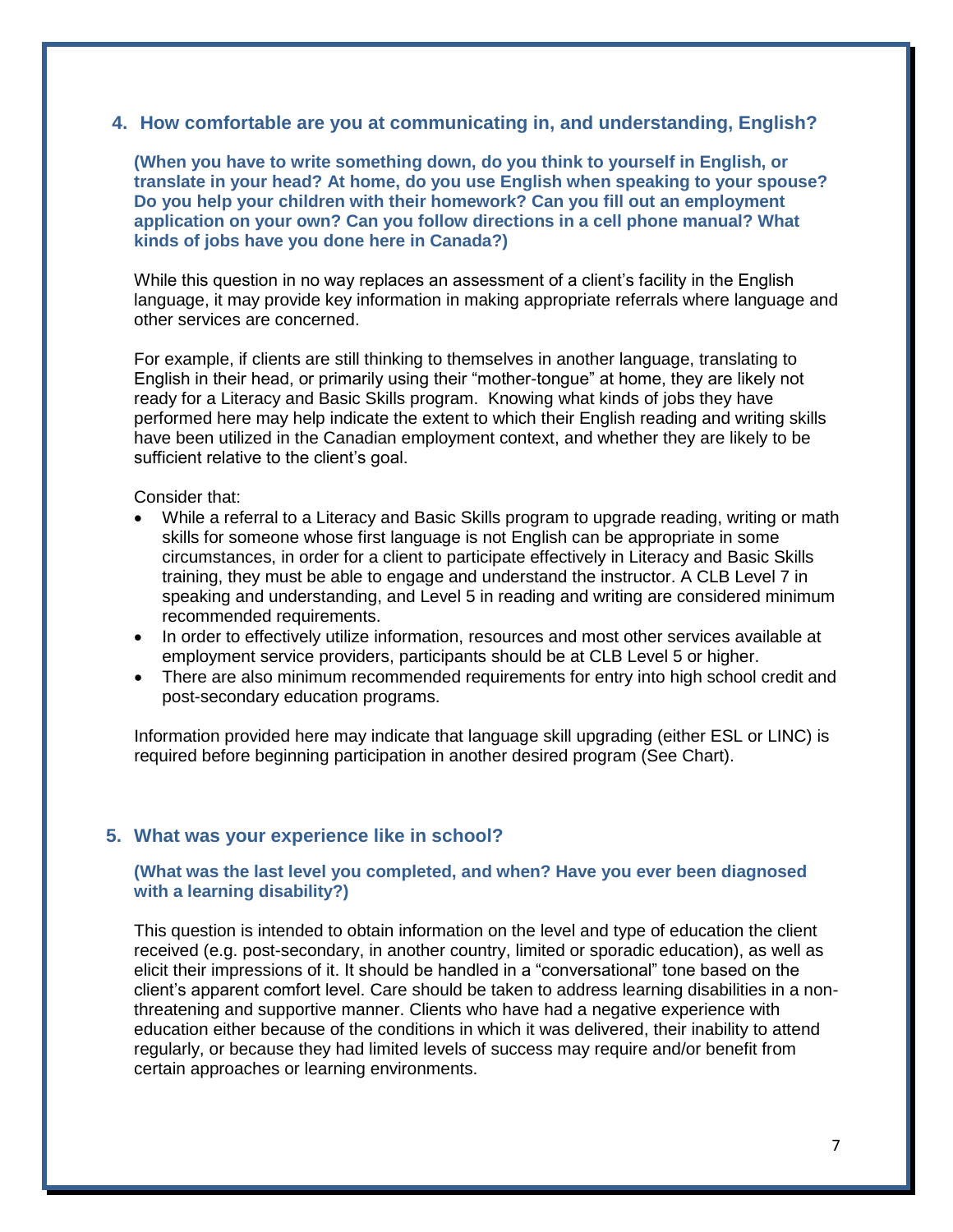## 4. How comfortable are you at communicating in, and understanding, English?

**(When you have to write something down, do you think to yourself in English, or translate in your head? At home, do you use English when speaking to your spouse? Do you help your children with their homework? Can you fill out an employment application on your own? Can you follow directions in a cell phone manual? What kinds of jobs have you done here in Canada?)**

While this question in no way replaces an assessment of a client's facility in the English language, it may provide key information in making appropriate referrals where language and other services are concerned.

For example, if clients are still thinking to themselves in another language, translating to English in their head, or primarily using their "mother-tongue" at home, they are likely not ready for a Literacy and Basic Skills program. Knowing what kinds of jobs they have performed here may help indicate the extent to which their English reading and writing skills have been utilized in the Canadian employment context, and whether they are likely to be sufficient relative to the client's goal.

Consider that:

- While a referral to a Literacy and Basic Skills program to upgrade reading, writing or math skills for someone whose first language is not English can be appropriate in some circumstances, in order for a client to participate effectively in Literacy and Basic Skills training, they must be able to engage and understand the instructor. A CLB Level 7 in speaking and understanding, and Level 5 in reading and writing are considered minimum recommended requirements.
- In order to effectively utilize information, resources and most other services available at employment service providers, participants should be at CLB Level 5 or higher.
- There are also minimum recommended requirements for entry into high school credit and post-secondary education programs.

Information provided here may indicate that language skill upgrading (either ESL or LINC) is required before beginning participation in another desired program (See Chart).

## 5. What was your experience like in school?

**(What was the last level you completed, and when? Have you ever been diagnosed with a learning disability?)**

This question is intended to obtain information on the level and type of education the client received (e.g. post-secondary, in another country, limited or sporadic education), as well as elicit their impressions of it. It should be handled in a "conversational" tone based on the client's apparent comfort level. Care should be taken to address learning disabilities in a non-threatening and supportive manner. Clients who have had a negative experience with education either because of the conditions in which it was delivered, their inability to attend regularly, or because they had limited levels of success may require and/or benefit from certain approaches or learning environments.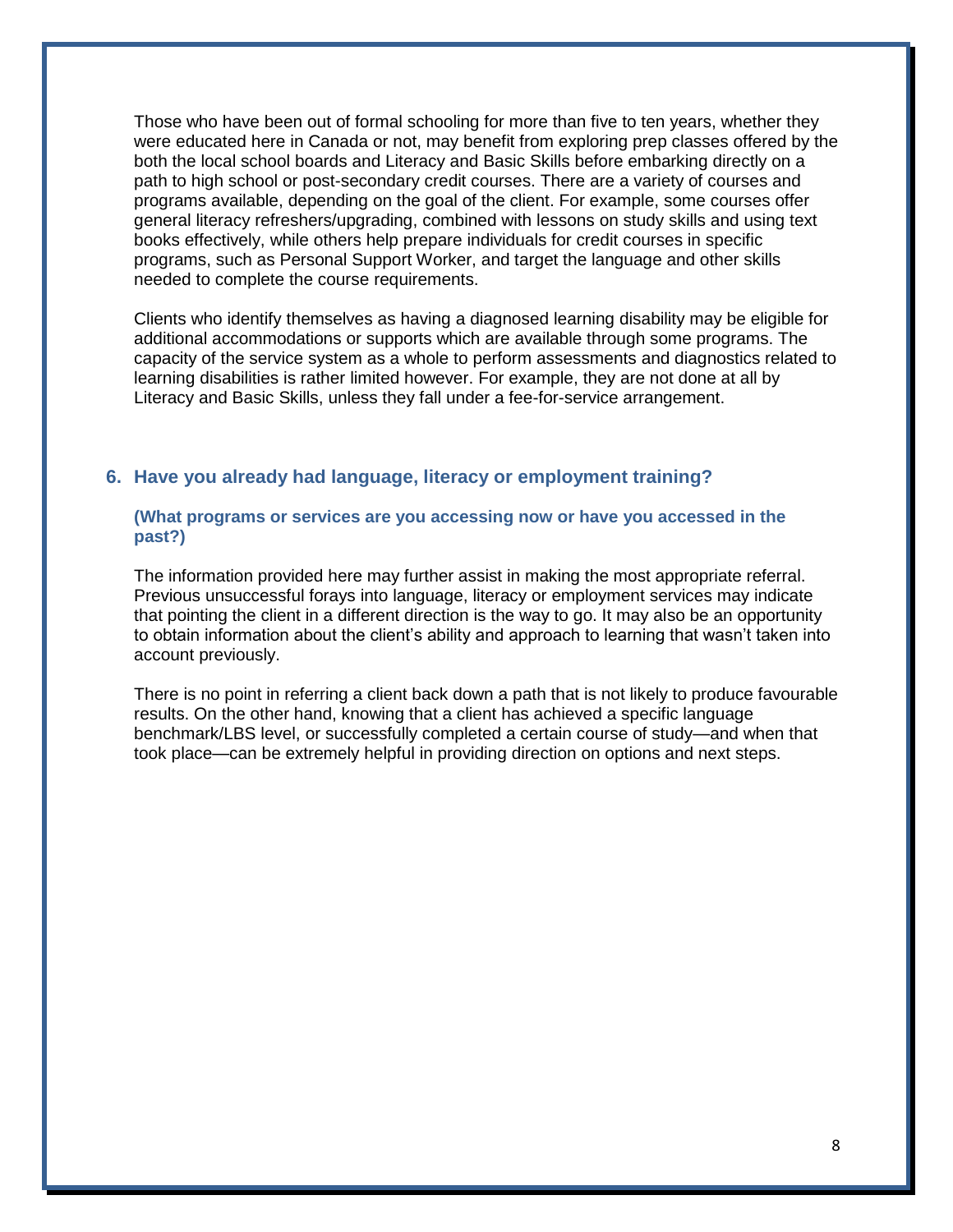Those who have been out of formal schooling for more than five to ten years, whether they were educated here in Canada or not, may benefit from exploring prep classes offered by the both the local school boards and Literacy and Basic Skills before embarking directly on a path to high school or post-secondary credit courses. There are a variety of courses and programs available, depending on the goal of the client. For example, some courses offer general literacy refreshers/upgrading, combined with lessons on study skills and using text books effectively, while others help prepare individuals for credit courses in specific programs, such as Personal Support Worker, and target the language and other skills needed to complete the course requirements.

Clients who identify themselves as having a diagnosed learning disability may be eligible for additional accommodations or supports which are available through some programs. The capacity of the service system as a whole to perform assessments and diagnostics related to learning disabilities is rather limited however. For example, they are not done at all by Literacy and Basic Skills, unless they fall under a fee-for-service arrangement.

## 6. Have you already had language, literacy or employment training?

**(What programs or services are you accessing now or have you accessed in the past?)**

The information provided here may further assist in making the most appropriate referral. Previous unsuccessful forays into language, literacy or employment services may indicate that pointing the client in a different direction is the way to go. It may also be an opportunity to obtain information about the client's ability and approach to learning that wasn't taken into account previously.

There is no point in referring a client back down a path that is not likely to produce favourable results. On the other hand, knowing that a client has achieved a specific language benchmark/LBS level, or successfully completed a certain course of study—and when that took place—can be extremely helpful in providing direction on options and next steps.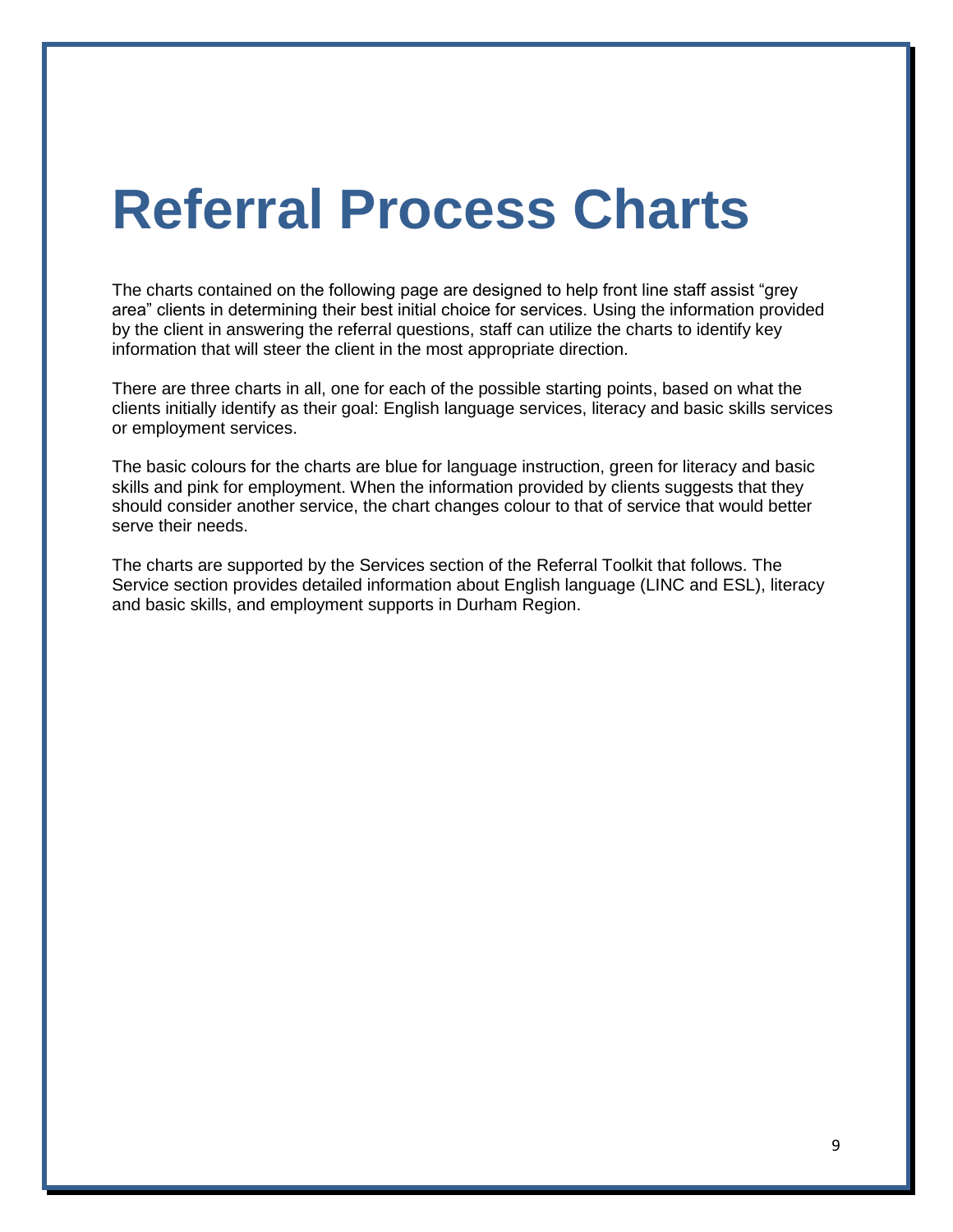# Referral Process Charts

The charts contained on the following page are designed to help front line staff assist "grey area" clients in determining their best initial choice for services. Using the information provided by the client in answering the referral questions, staff can utilize the charts to identify key information that will steer the client in the most appropriate direction.

There are three charts in all, one for each of the possible starting points, based on what the clients initially identify as their goal: English language services, literacy and basic skills services or employment services.

The basic colours for the charts are blue for language instruction, green for literacy and basic skills and pink for employment. When the information provided by clients suggests that they should consider another service, the chart changes colour to that of service that would better serve their needs.

The charts are supported by the Services section of the Referral Toolkit that follows. The Service section provides detailed information about English language (LINC and ESL), literacy and basic skills, and employment supports in Durham Region.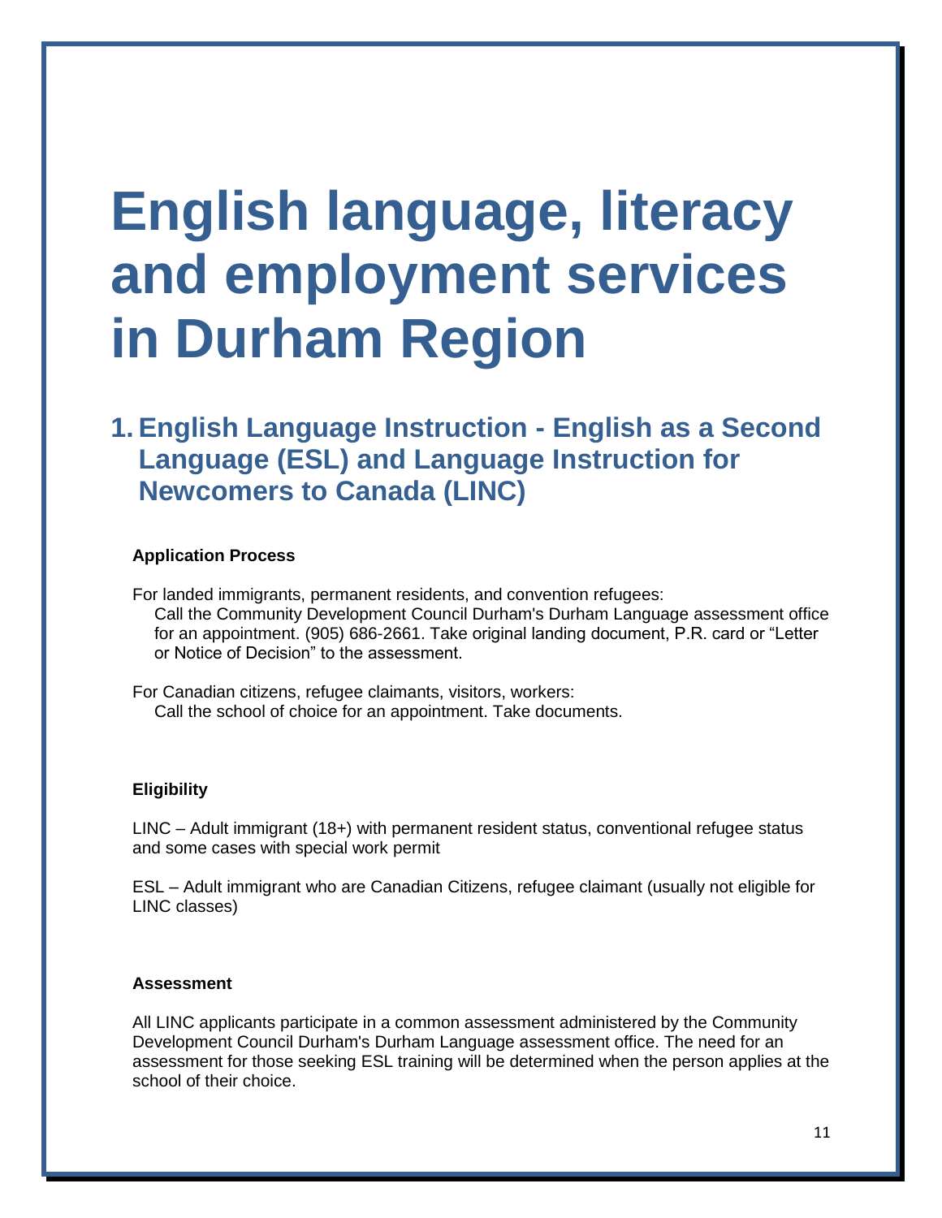# English language, literacy and employment services in Durham Region

## 1. English Language Instruction - English as a Second Language (ESL) and Language Instruction for Newcomers to Canada (LINC)

**Application Process**

For landed immigrants, permanent residents, and convention refugees:
Call the Community Development Council Durham's Durham Language assessment office for an appointment. (905) 686-2661. Take original landing document, P.R. card or "Letter or Notice of Decision" to the assessment.

For Canadian citizens, refugee claimants, visitors, workers:
Call the school of choice for an appointment. Take documents.

**Eligibility**

LINC – Adult immigrant (18+) with permanent resident status, conventional refugee status and some cases with special work permit

ESL – Adult immigrant who are Canadian Citizens, refugee claimant (usually not eligible for LINC classes)

**Assessment**

All LINC applicants participate in a common assessment administered by the Community Development Council Durham's Durham Language assessment office. The need for an assessment for those seeking ESL training will be determined when the person applies at the school of their choice.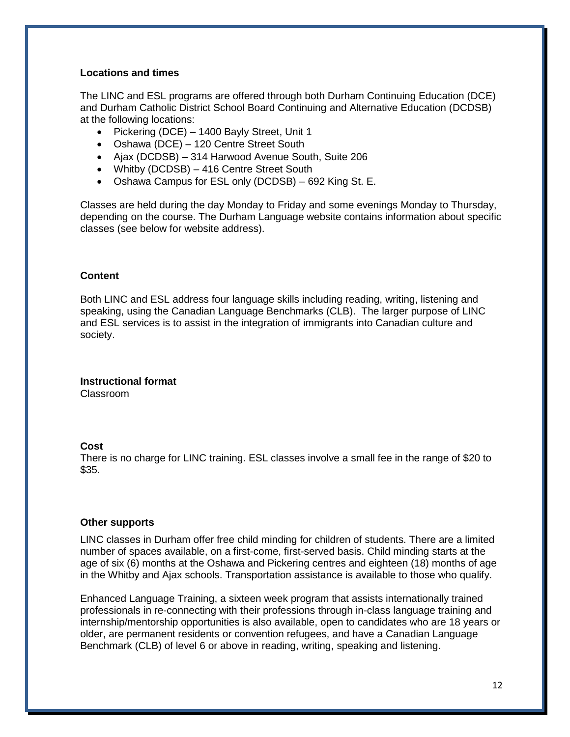### Locations and times

The LINC and ESL programs are offered through both Durham Continuing Education (DCE) and Durham Catholic District School Board Continuing and Alternative Education (DCDSB) at the following locations:

- Pickering (DCE) – 1400 Bayly Street, Unit 1
- Oshawa (DCE) – 120 Centre Street South
- Ajax (DCDSB) – 314 Harwood Avenue South, Suite 206
- Whitby (DCDSB) – 416 Centre Street South
- Oshawa Campus for ESL only (DCDSB) – 692 King St. E.

Classes are held during the day Monday to Friday and some evenings Monday to Thursday, depending on the course. The Durham Language website contains information about specific classes (see below for website address).

### Content

Both LINC and ESL address four language skills including reading, writing, listening and speaking, using the Canadian Language Benchmarks (CLB). The larger purpose of LINC and ESL services is to assist in the integration of immigrants into Canadian culture and society.

### Instructional format

Classroom

### Cost

There is no charge for LINC training. ESL classes involve a small fee in the range of $20 to $35.

### Other supports

LINC classes in Durham offer free child minding for children of students. There are a limited number of spaces available, on a first-come, first-served basis. Child minding starts at the age of six (6) months at the Oshawa and Pickering centres and eighteen (18) months of age in the Whitby and Ajax schools. Transportation assistance is available to those who qualify.

Enhanced Language Training, a sixteen week program that assists internationally trained professionals in re-connecting with their professions through in-class language training and internship/mentorship opportunities is also available, open to candidates who are 18 years or older, are permanent residents or convention refugees, and have a Canadian Language Benchmark (CLB) of level 6 or above in reading, writing, speaking and listening.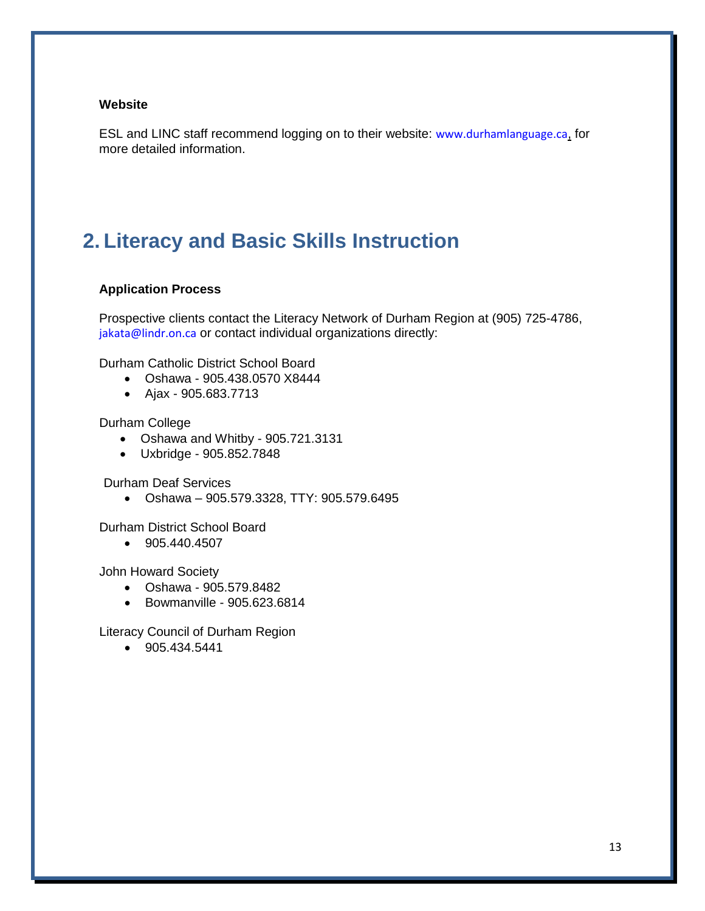#### Website

ESL and LINC staff recommend logging on to their website: www.durhamlanguage.ca, for more detailed information.

## 2. Literacy and Basic Skills Instruction

#### Application Process

Prospective clients contact the Literacy Network of Durham Region at (905) 725-4786, jakata@lindr.on.ca or contact individual organizations directly:

Durham Catholic District School Board

- Oshawa - 905.438.0570 X8444
- Ajax - 905.683.7713

Durham College

- Oshawa and Whitby - 905.721.3131
- Uxbridge - 905.852.7848

Durham Deaf Services

- Oshawa – 905.579.3328, TTY: 905.579.6495

Durham District School Board

- 905.440.4507

John Howard Society

- Oshawa - 905.579.8482
- Bowmanville - 905.623.6814

Literacy Council of Durham Region

- 905.434.5441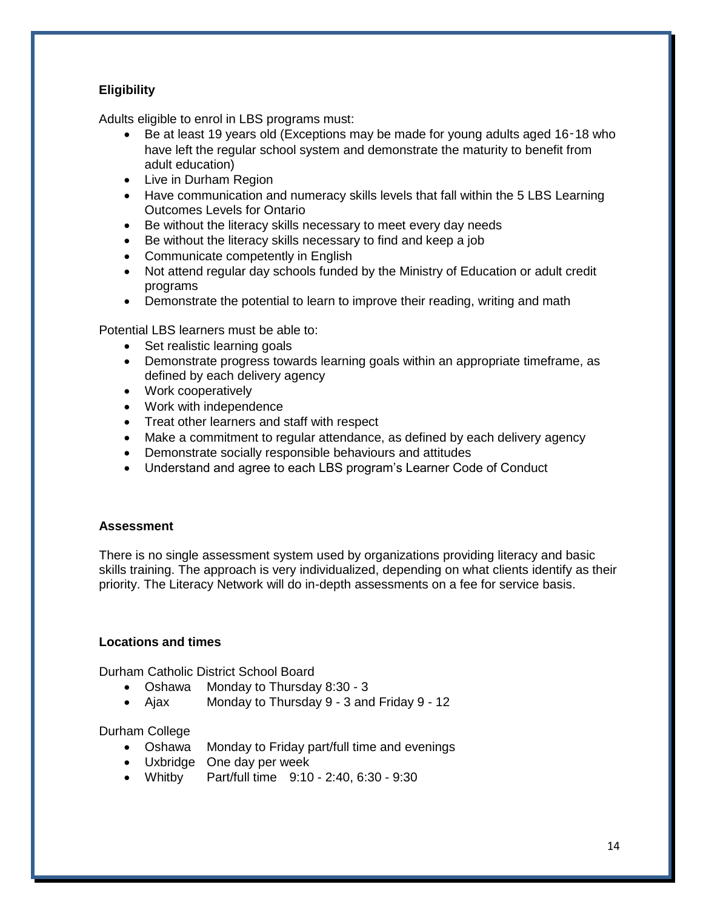### Eligibility

Adults eligible to enrol in LBS programs must:

- Be at least 19 years old (Exceptions may be made for young adults aged 16‑18 who have left the regular school system and demonstrate the maturity to benefit from adult education)
- Live in Durham Region
- Have communication and numeracy skills levels that fall within the 5 LBS Learning Outcomes Levels for Ontario
- Be without the literacy skills necessary to meet every day needs
- Be without the literacy skills necessary to find and keep a job
- Communicate competently in English
- Not attend regular day schools funded by the Ministry of Education or adult credit programs
- Demonstrate the potential to learn to improve their reading, writing and math

Potential LBS learners must be able to:

- Set realistic learning goals
- Demonstrate progress towards learning goals within an appropriate timeframe, as defined by each delivery agency
- Work cooperatively
- Work with independence
- Treat other learners and staff with respect
- Make a commitment to regular attendance, as defined by each delivery agency
- Demonstrate socially responsible behaviours and attitudes
- Understand and agree to each LBS program's Learner Code of Conduct

### Assessment

There is no single assessment system used by organizations providing literacy and basic skills training. The approach is very individualized, depending on what clients identify as their priority. The Literacy Network will do in-depth assessments on a fee for service basis.

### Locations and times

Durham Catholic District School Board

- Oshawa Monday to Thursday 8:30 - 3
- Ajax Monday to Thursday 9 - 3 and Friday 9 - 12

Durham College

- Oshawa Monday to Friday part/full time and evenings
- Uxbridge One day per week
- Whitby Part/full time 9:10 - 2:40, 6:30 - 9:30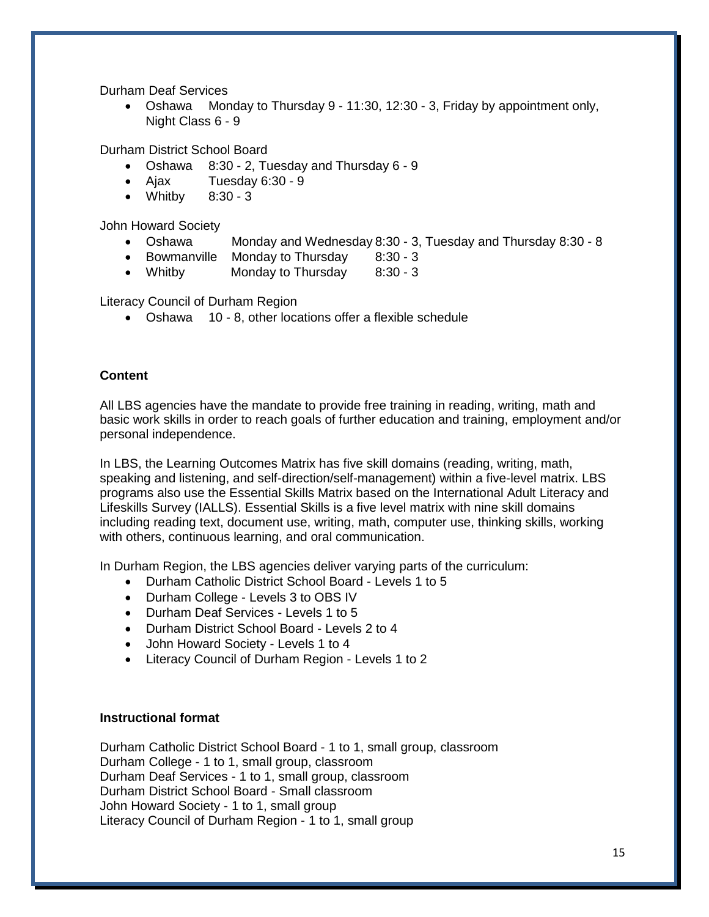Durham Deaf Services

- Oshawa  Monday to Thursday 9 - 11:30, 12:30 - 3, Friday by appointment only, Night Class 6 - 9

Durham District School Board

- Oshawa  8:30 - 2, Tuesday and Thursday 6 - 9
- Ajax  Tuesday 6:30 - 9
- Whitby  8:30 - 3

John Howard Society

- Oshawa  Monday and Wednesday 8:30 - 3, Tuesday and Thursday 8:30 - 8
- Bowmanville  Monday to Thursday  8:30 - 3
- Whitby  Monday to Thursday  8:30 - 3

Literacy Council of Durham Region

- Oshawa  10 - 8, other locations offer a flexible schedule

**Content**

All LBS agencies have the mandate to provide free training in reading, writing, math and basic work skills in order to reach goals of further education and training, employment and/or personal independence.

In LBS, the Learning Outcomes Matrix has five skill domains (reading, writing, math, speaking and listening, and self-direction/self-management) within a five-level matrix. LBS programs also use the Essential Skills Matrix based on the International Adult Literacy and Lifeskills Survey (IALLS). Essential Skills is a five level matrix with nine skill domains including reading text, document use, writing, math, computer use, thinking skills, working with others, continuous learning, and oral communication.

In Durham Region, the LBS agencies deliver varying parts of the curriculum:

- Durham Catholic District School Board - Levels 1 to 5
- Durham College - Levels 3 to OBS IV
- Durham Deaf Services - Levels 1 to 5
- Durham District School Board - Levels 2 to 4
- John Howard Society - Levels 1 to 4
- Literacy Council of Durham Region - Levels 1 to 2

**Instructional format**

Durham Catholic District School Board - 1 to 1, small group, classroom
Durham College - 1 to 1, small group, classroom
Durham Deaf Services - 1 to 1, small group, classroom
Durham District School Board - Small classroom
John Howard Society - 1 to 1, small group
Literacy Council of Durham Region - 1 to 1, small group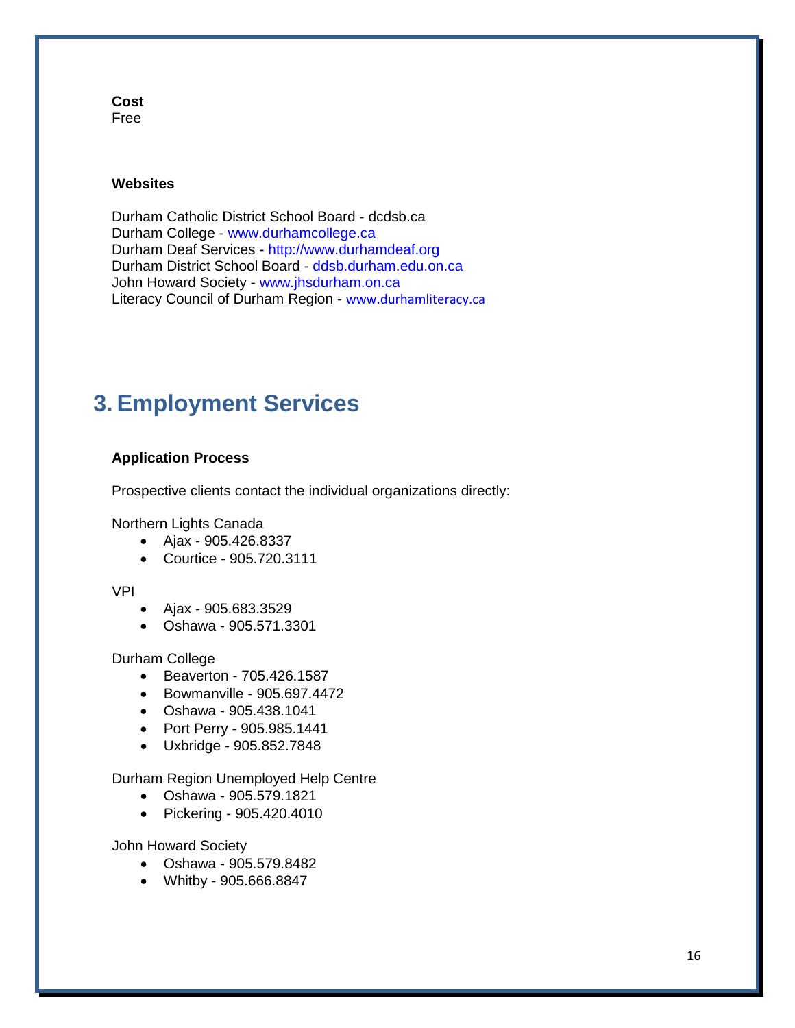**Cost**
Free

**Websites**

Durham Catholic District School Board - dcdsb.ca
Durham College - www.durhamcollege.ca
Durham Deaf Services - http://www.durhamdeaf.org
Durham District School Board - ddsb.durham.edu.on.ca
John Howard Society - www.jhsdurham.on.ca
Literacy Council of Durham Region - www.durhamliteracy.ca

# 3. Employment Services

**Application Process**

Prospective clients contact the individual organizations directly:

Northern Lights Canada

- Ajax - 905.426.8337
- Courtice - 905.720.3111

VPI

- Ajax - 905.683.3529
- Oshawa - 905.571.3301

Durham College

- Beaverton - 705.426.1587
- Bowmanville - 905.697.4472
- Oshawa - 905.438.1041
- Port Perry - 905.985.1441
- Uxbridge - 905.852.7848

Durham Region Unemployed Help Centre

- Oshawa - 905.579.1821
- Pickering - 905.420.4010

John Howard Society

- Oshawa - 905.579.8482
- Whitby - 905.666.8847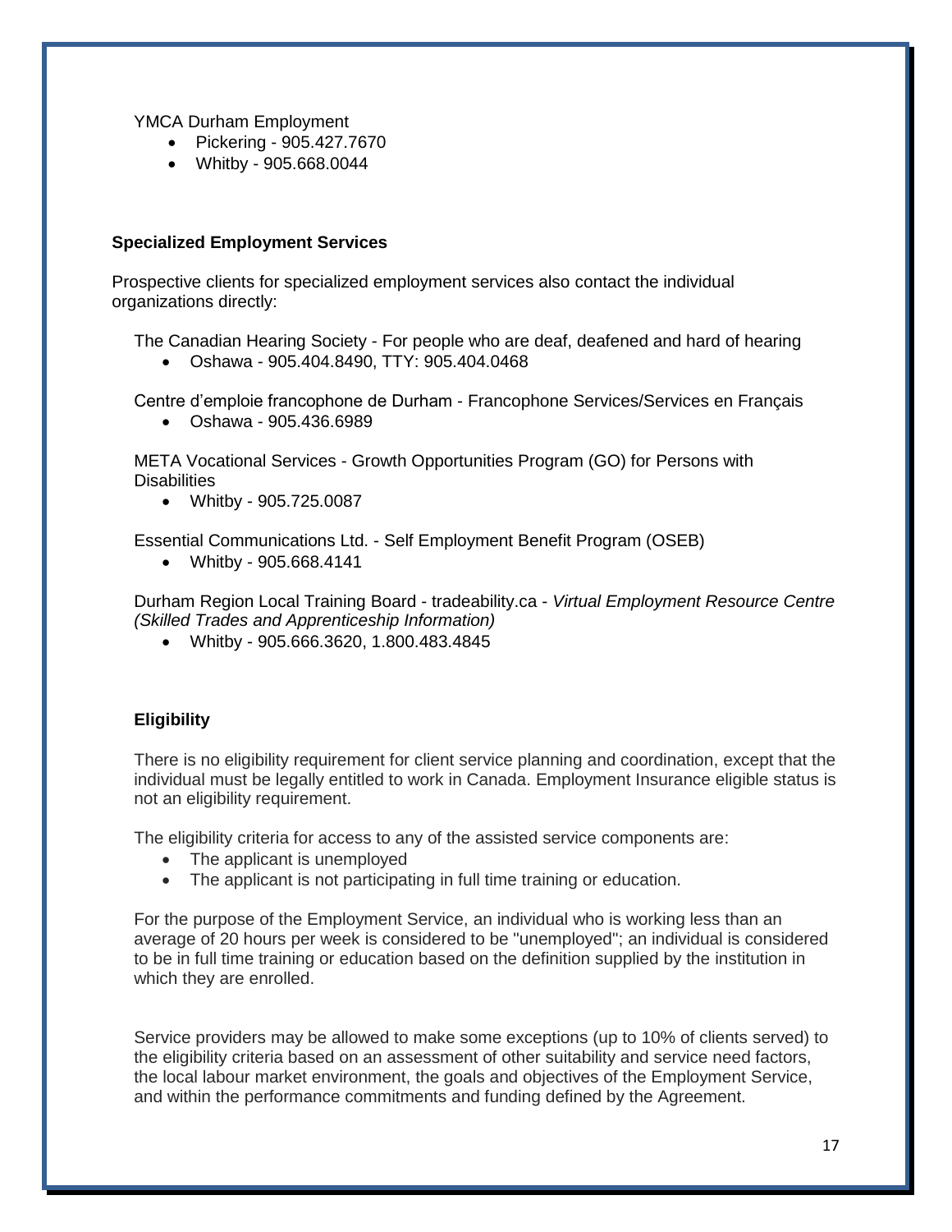YMCA Durham Employment

- Pickering - 905.427.7670
- Whitby - 905.668.0044

**Specialized Employment Services**

Prospective clients for specialized employment services also contact the individual organizations directly:

The Canadian Hearing Society - For people who are deaf, deafened and hard of hearing

- Oshawa - 905.404.8490, TTY: 905.404.0468

Centre d'emploie francophone de Durham - Francophone Services/Services en Français

- Oshawa - 905.436.6989

META Vocational Services - Growth Opportunities Program (GO) for Persons with Disabilities

- Whitby - 905.725.0087

Essential Communications Ltd. - Self Employment Benefit Program (OSEB)

- Whitby - 905.668.4141

Durham Region Local Training Board - tradeability.ca - *Virtual Employment Resource Centre (Skilled Trades and Apprenticeship Information)*

- Whitby - 905.666.3620, 1.800.483.4845

**Eligibility**

There is no eligibility requirement for client service planning and coordination, except that the individual must be legally entitled to work in Canada. Employment Insurance eligible status is not an eligibility requirement.

The eligibility criteria for access to any of the assisted service components are:

- The applicant is unemployed
- The applicant is not participating in full time training or education.

For the purpose of the Employment Service, an individual who is working less than an average of 20 hours per week is considered to be "unemployed"; an individual is considered to be in full time training or education based on the definition supplied by the institution in which they are enrolled.

Service providers may be allowed to make some exceptions (up to 10% of clients served) to the eligibility criteria based on an assessment of other suitability and service need factors, the local labour market environment, the goals and objectives of the Employment Service, and within the performance commitments and funding defined by the Agreement.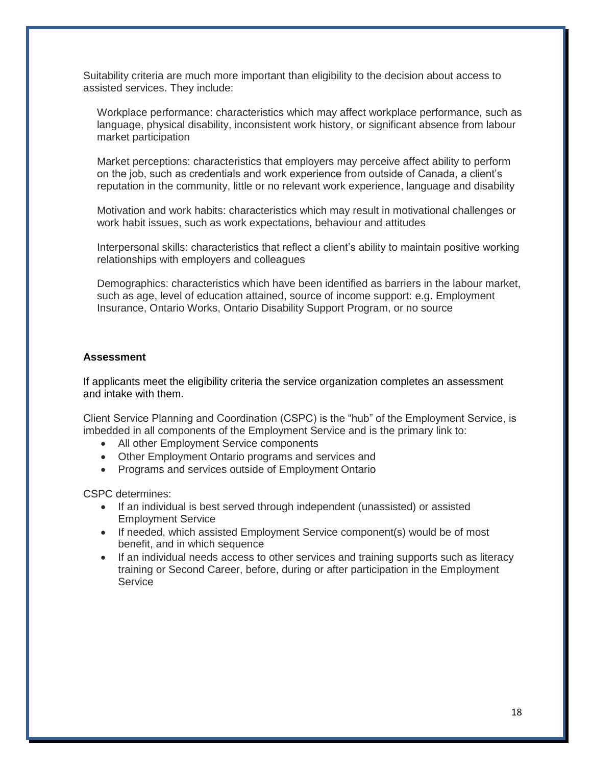Suitability criteria are much more important than eligibility to the decision about access to assisted services. They include:

Workplace performance: characteristics which may affect workplace performance, such as language, physical disability, inconsistent work history, or significant absence from labour market participation

Market perceptions: characteristics that employers may perceive affect ability to perform on the job, such as credentials and work experience from outside of Canada, a client's reputation in the community, little or no relevant work experience, language and disability

Motivation and work habits: characteristics which may result in motivational challenges or work habit issues, such as work expectations, behaviour and attitudes

Interpersonal skills: characteristics that reflect a client's ability to maintain positive working relationships with employers and colleagues

Demographics: characteristics which have been identified as barriers in the labour market, such as age, level of education attained, source of income support: e.g. Employment Insurance, Ontario Works, Ontario Disability Support Program, or no source

**Assessment**

If applicants meet the eligibility criteria the service organization completes an assessment and intake with them.

Client Service Planning and Coordination (CSPC) is the "hub" of the Employment Service, is imbedded in all components of the Employment Service and is the primary link to:

- All other Employment Service components
- Other Employment Ontario programs and services and
- Programs and services outside of Employment Ontario

CSPC determines:

- If an individual is best served through independent (unassisted) or assisted Employment Service
- If needed, which assisted Employment Service component(s) would be of most benefit, and in which sequence
- If an individual needs access to other services and training supports such as literacy training or Second Career, before, during or after participation in the Employment Service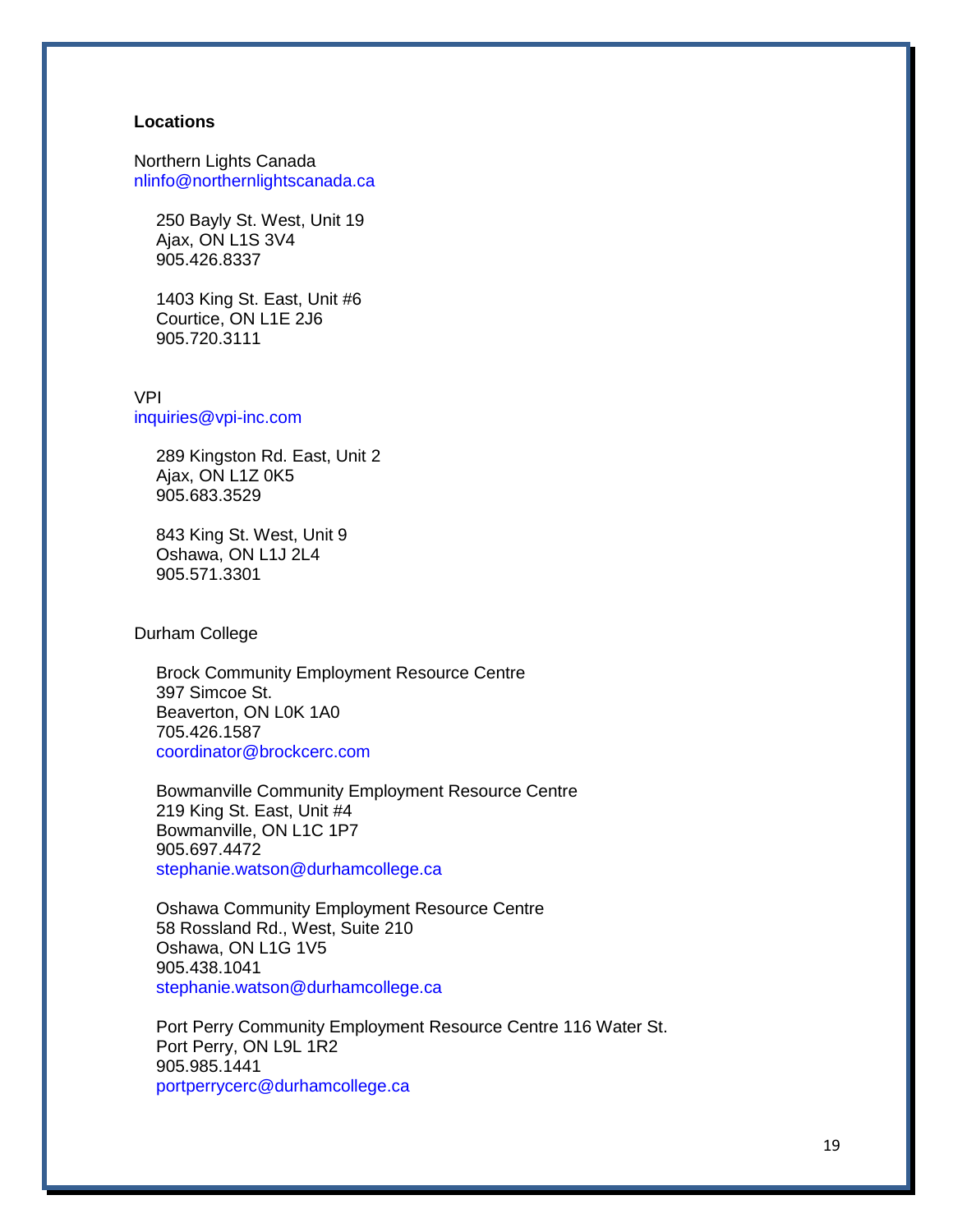**Locations**

Northern Lights Canada
nlinfo@northernlightscanada.ca

250 Bayly St. West, Unit 19
Ajax, ON L1S 3V4
905.426.8337

1403 King St. East, Unit #6
Courtice, ON L1E 2J6
905.720.3111

VPI
inquiries@vpi-inc.com

289 Kingston Rd. East, Unit 2
Ajax, ON L1Z 0K5
905.683.3529

843 King St. West, Unit 9
Oshawa, ON L1J 2L4
905.571.3301

Durham College

Brock Community Employment Resource Centre
397 Simcoe St.
Beaverton, ON L0K 1A0
705.426.1587
coordinator@brockcerc.com

Bowmanville Community Employment Resource Centre
219 King St. East, Unit #4
Bowmanville, ON L1C 1P7
905.697.4472
stephanie.watson@durhamcollege.ca

Oshawa Community Employment Resource Centre
58 Rossland Rd., West, Suite 210
Oshawa, ON L1G 1V5
905.438.1041
stephanie.watson@durhamcollege.ca

Port Perry Community Employment Resource Centre 116 Water St.
Port Perry, ON L9L 1R2
905.985.1441
portperrycerc@durhamcollege.ca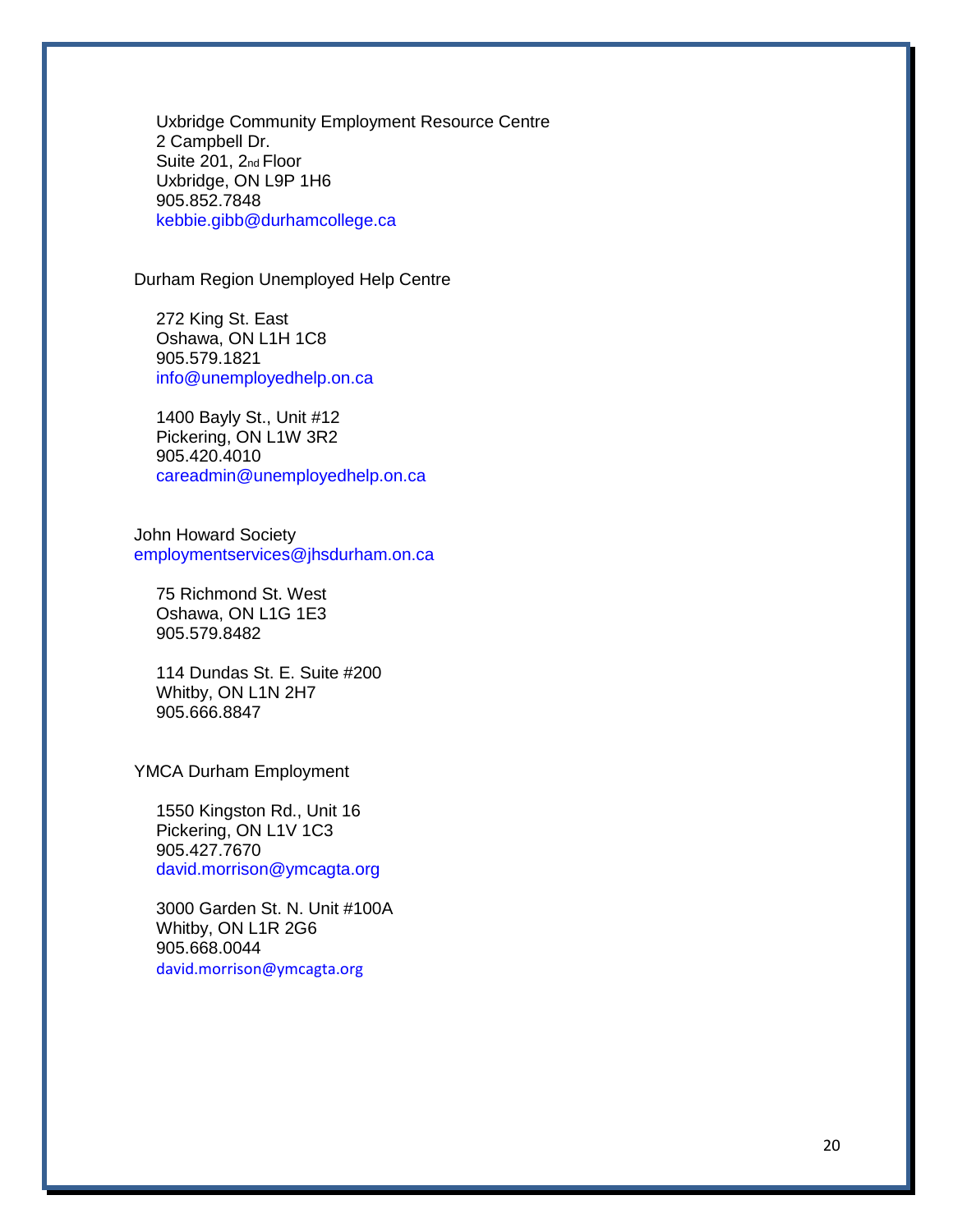Uxbridge Community Employment Resource Centre
2 Campbell Dr.
Suite 201, 2nd Floor
Uxbridge, ON L9P 1H6
905.852.7848
kebbie.gibb@durhamcollege.ca

Durham Region Unemployed Help Centre

272 King St. East
Oshawa, ON L1H 1C8
905.579.1821
info@unemployedhelp.on.ca

1400 Bayly St., Unit #12
Pickering, ON L1W 3R2
905.420.4010
careadmin@unemployedhelp.on.ca

John Howard Society
employmentservices@jhsdurham.on.ca

75 Richmond St. West
Oshawa, ON L1G 1E3
905.579.8482

114 Dundas St. E. Suite #200
Whitby, ON L1N 2H7
905.666.8847

YMCA Durham Employment

1550 Kingston Rd., Unit 16
Pickering, ON L1V 1C3
905.427.7670
david.morrison@ymcagta.org

3000 Garden St. N. Unit #100A
Whitby, ON L1R 2G6
905.668.0044
david.morrison@ymcagta.org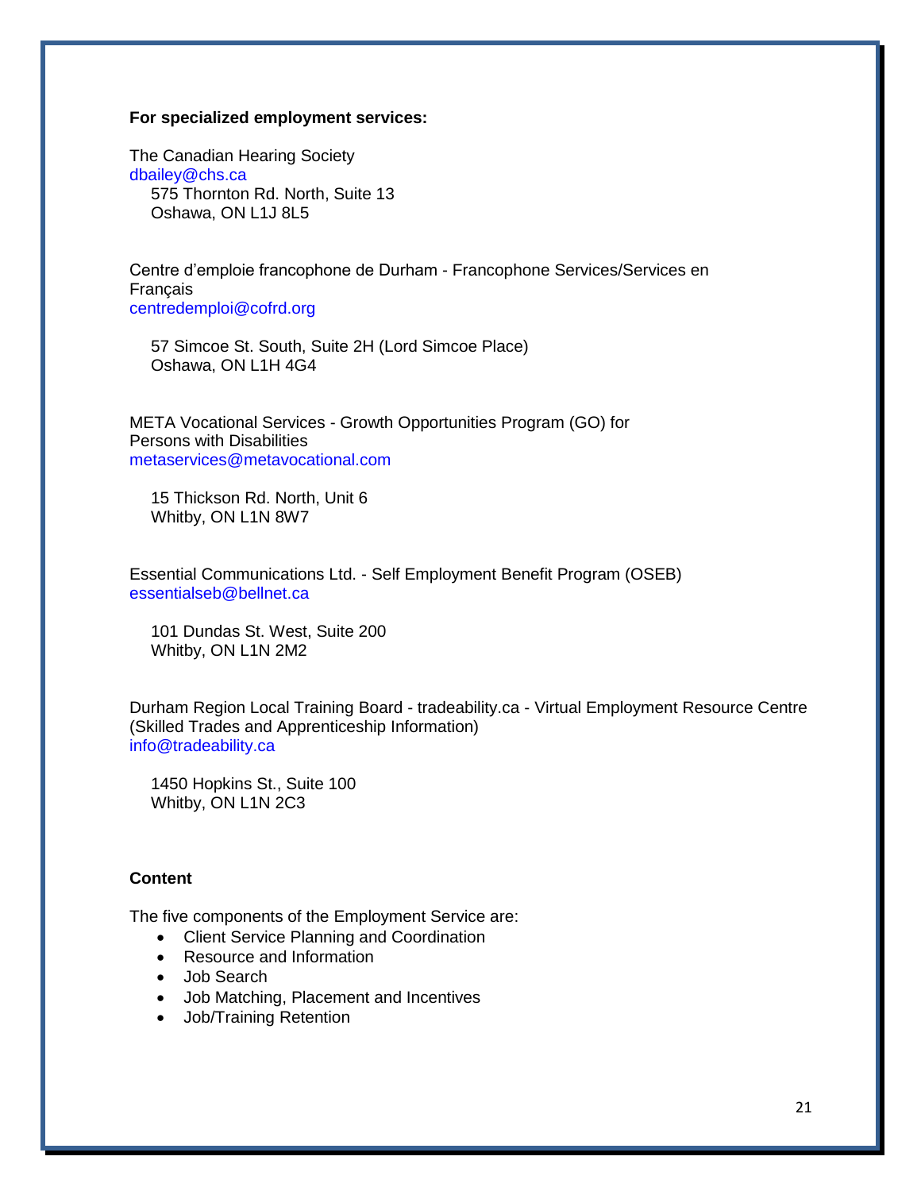**For specialized employment services:**

The Canadian Hearing Society
dbailey@chs.ca
575 Thornton Rd. North, Suite 13
Oshawa, ON L1J 8L5

Centre d'emploie francophone de Durham - Francophone Services/Services en Français
centredemploi@cofrd.org

57 Simcoe St. South, Suite 2H (Lord Simcoe Place)
Oshawa, ON L1H 4G4

META Vocational Services - Growth Opportunities Program (GO) for Persons with Disabilities
metaservices@metavocational.com

15 Thickson Rd. North, Unit 6
Whitby, ON L1N 8W7

Essential Communications Ltd. - Self Employment Benefit Program (OSEB)
essentialseb@bellnet.ca

101 Dundas St. West, Suite 200
Whitby, ON L1N 2M2

Durham Region Local Training Board - tradeability.ca - Virtual Employment Resource Centre (Skilled Trades and Apprenticeship Information)
info@tradeability.ca

1450 Hopkins St., Suite 100
Whitby, ON L1N 2C3

**Content**

The five components of the Employment Service are:

- Client Service Planning and Coordination
- Resource and Information
- Job Search
- Job Matching, Placement and Incentives
- Job/Training Retention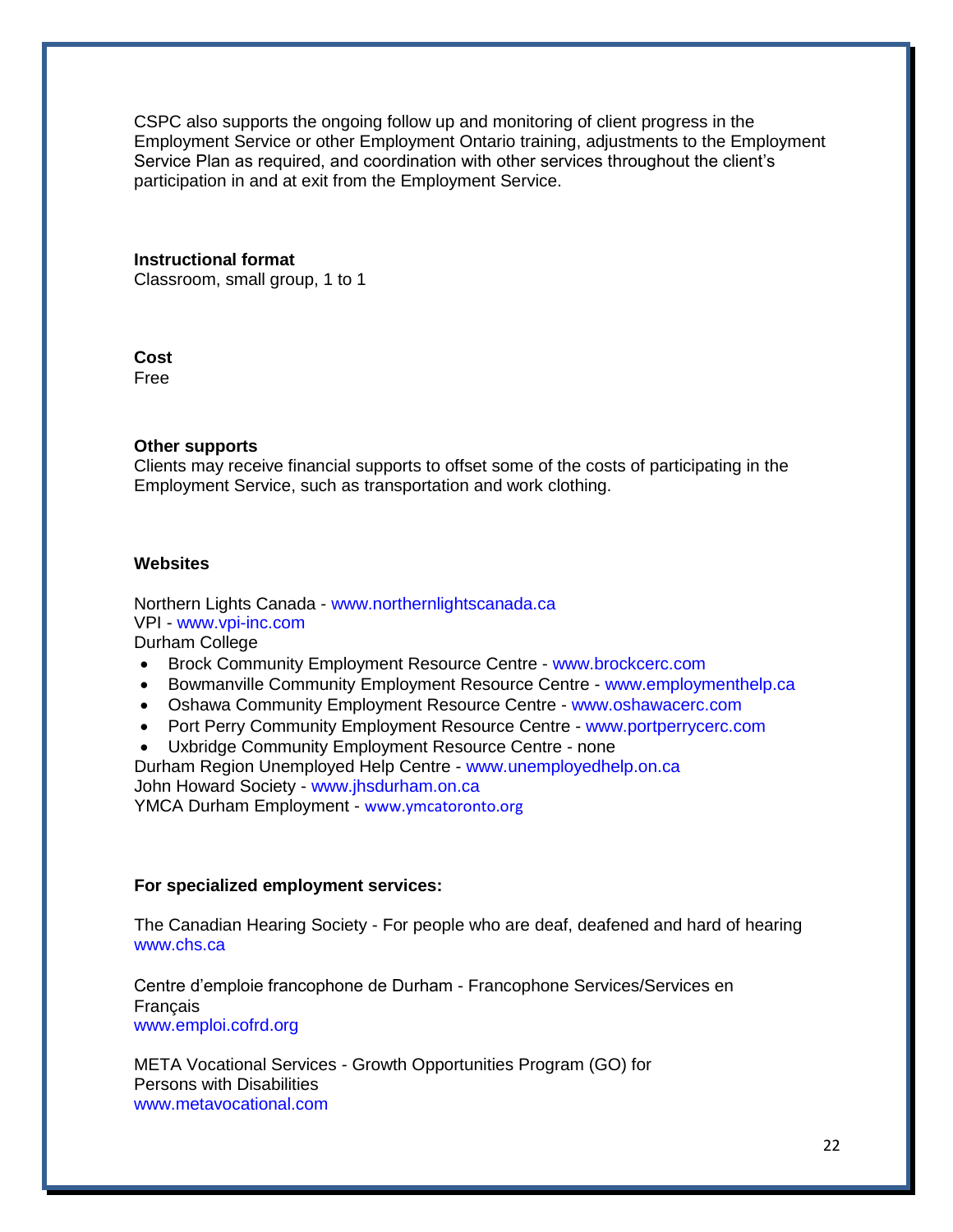CSPC also supports the ongoing follow up and monitoring of client progress in the Employment Service or other Employment Ontario training, adjustments to the Employment Service Plan as required, and coordination with other services throughout the client's participation in and at exit from the Employment Service.

**Instructional format**
Classroom, small group, 1 to 1

**Cost**
Free

**Other supports**
Clients may receive financial supports to offset some of the costs of participating in the Employment Service, such as transportation and work clothing.

**Websites**

Northern Lights Canada - www.northernlightscanada.ca
VPI - www.vpi-inc.com
Durham College

- Brock Community Employment Resource Centre - www.brockcerc.com
- Bowmanville Community Employment Resource Centre - www.employmenthelp.ca
- Oshawa Community Employment Resource Centre - www.oshawacerc.com
- Port Perry Community Employment Resource Centre - www.portperrycerc.com
- Uxbridge Community Employment Resource Centre - none

Durham Region Unemployed Help Centre - www.unemployedhelp.on.ca
John Howard Society - www.jhsdurham.on.ca
YMCA Durham Employment - www.ymcatoronto.org

**For specialized employment services:**

The Canadian Hearing Society - For people who are deaf, deafened and hard of hearing
www.chs.ca

Centre d'emploie francophone de Durham - Francophone Services/Services en Français
www.emploi.cofrd.org

META Vocational Services - Growth Opportunities Program (GO) for Persons with Disabilities
www.metavocational.com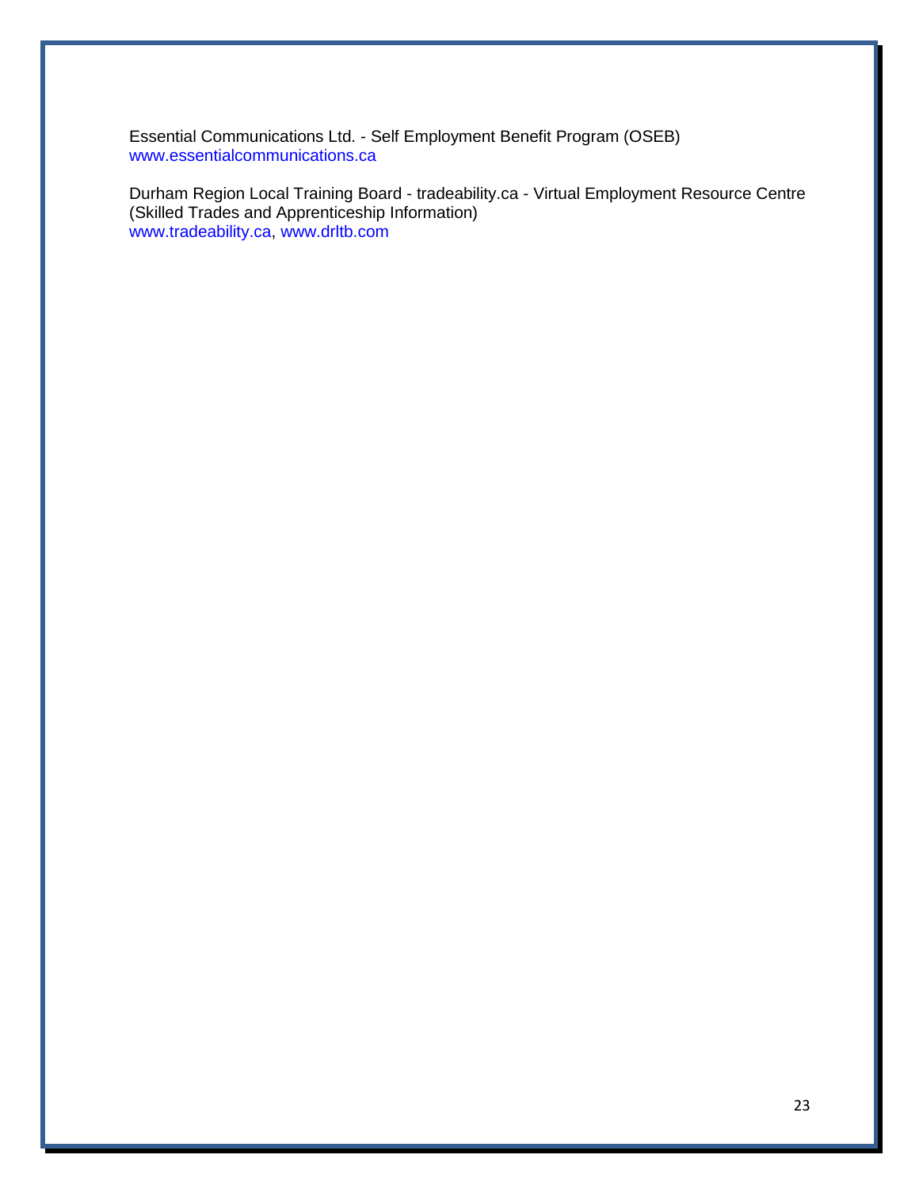Essential Communications Ltd. - Self Employment Benefit Program (OSEB)
www.essentialcommunications.ca

Durham Region Local Training Board - tradeability.ca - Virtual Employment Resource Centre (Skilled Trades and Apprenticeship Information)
www.tradeability.ca, www.drltb.com